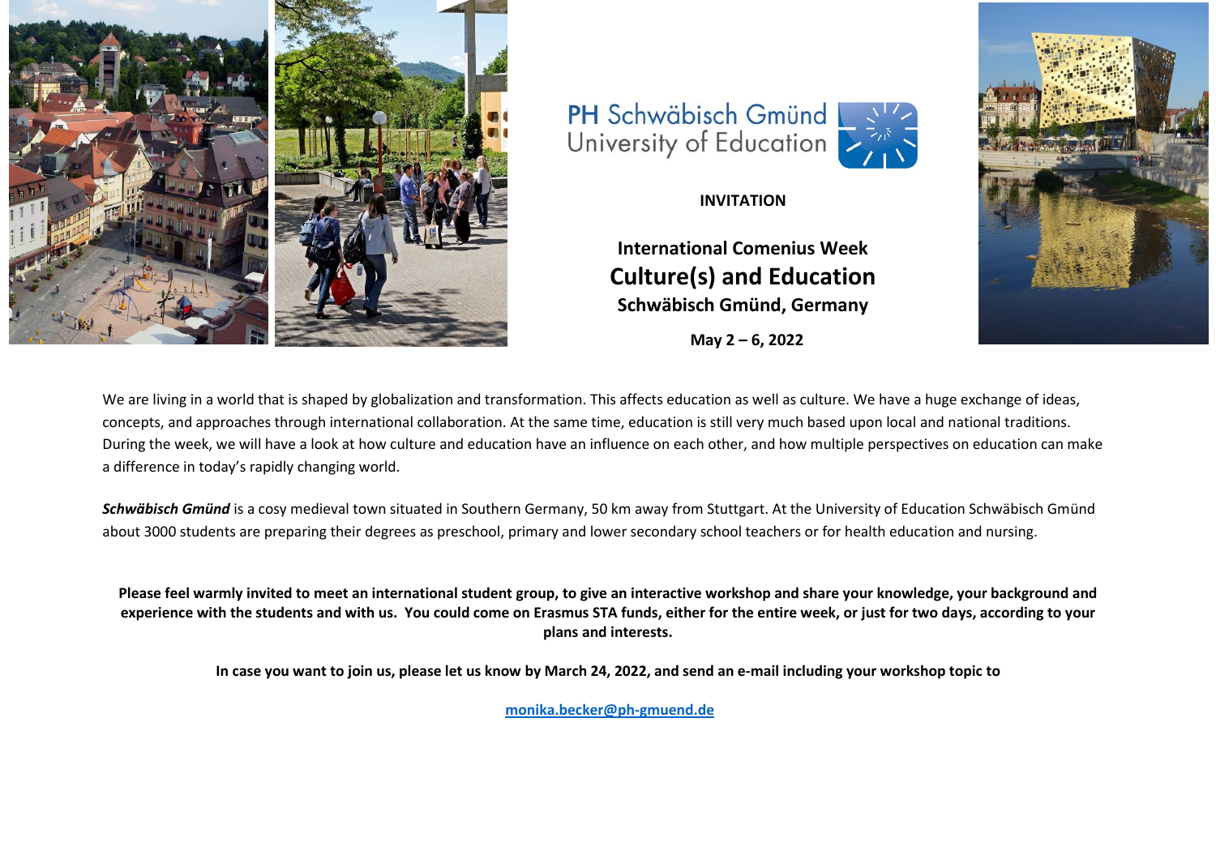PH Schwäbisch Gmünd
University of Education

**INVITATION**

# International Comenius Week
# Culture(s) and Education
## Schwäbisch Gmünd, Germany

**May 2 – 6, 2022**

We are living in a world that is shaped by globalization and transformation. This affects education as well as culture. We have a huge exchange of ideas, concepts, and approaches through international collaboration. At the same time, education is still very much based upon local and national traditions. During the week, we will have a look at how culture and education have an influence on each other, and how multiple perspectives on education can make a difference in today's rapidly changing world.

***Schwäbisch Gmünd*** is a cosy medieval town situated in Southern Germany, 50 km away from Stuttgart. At the University of Education Schwäbisch Gmünd about 3000 students are preparing their degrees as preschool, primary and lower secondary school teachers or for health education and nursing.

**Please feel warmly invited to meet an international student group, to give an interactive workshop and share your knowledge, your background and experience with the students and with us. You could come on Erasmus STA funds, either for the entire week, or just for two days, according to your plans and interests.**

**In case you want to join us, please let us know by March 24, 2022, and send an e-mail including your workshop topic to**

**monika.becker@ph-gmuend.de**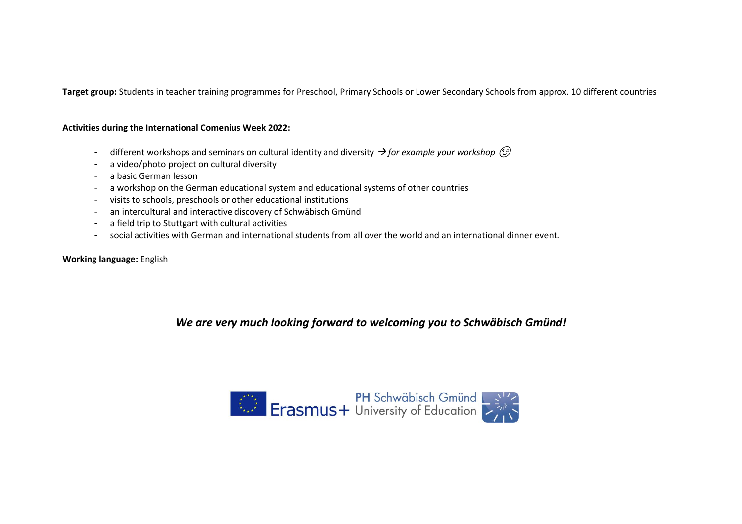**Target group:** Students in teacher training programmes for Preschool, Primary Schools or Lower Secondary Schools from approx. 10 different countries

**Activities during the International Comenius Week 2022:**

- different workshops and seminars on cultural identity and diversity → *for example your workshop* 😉
- a video/photo project on cultural diversity
- a basic German lesson
- a workshop on the German educational system and educational systems of other countries
- visits to schools, preschools or other educational institutions
- an intercultural and interactive discovery of Schwäbisch Gmünd
- a field trip to Stuttgart with cultural activities
- social activities with German and international students from all over the world and an international dinner event.

**Working language:** English

***We are very much looking forward to welcoming you to Schwäbisch Gmünd!***

Erasmus+ PH Schwäbisch Gmünd University of Education